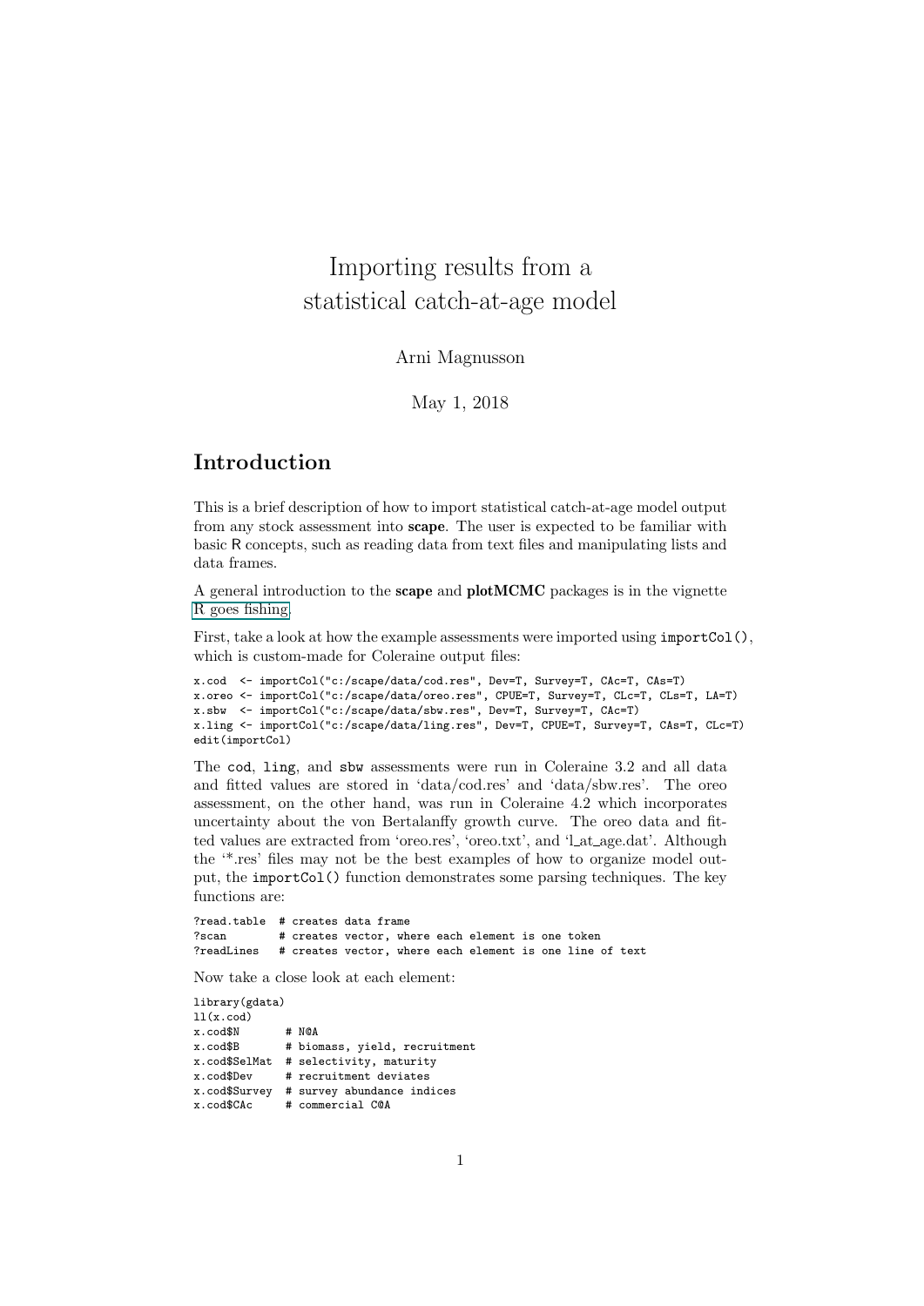# Importing results from a statistical catch-at-age model

Arni Magnusson

May 1, 2018

## Introduction

This is a brief description of how to import statistical catch-at-age model output from any stock assessment into **scape**. The user is expected to be familiar with basic R concepts, such as reading data from text files and manipulating lists and data frames.

A general introduction to the **scape** and **plotMCMC** packages is in the vignette R goes fishing.

First, take a look at how the example assessments were imported using `importCol()`, which is custom-made for Coleraine output files:

```
x.cod  <- importCol("c:/scape/data/cod.res", Dev=T, Survey=T, CAc=T, CAs=T)
x.oreo <- importCol("c:/scape/data/oreo.res", CPUE=T, Survey=T, CLc=T, CLs=T, LA=T)
x.sbw  <- importCol("c:/scape/data/sbw.res", Dev=T, Survey=T, CAc=T)
x.ling <- importCol("c:/scape/data/ling.res", Dev=T, CPUE=T, Survey=T, CAs=T, CLc=T)
edit(importCol)
```

The `cod`, `ling`, and `sbw` assessments were run in Coleraine 3.2 and all data and fitted values are stored in 'data/cod.res' and 'data/sbw.res'. The oreo assessment, on the other hand, was run in Coleraine 4.2 which incorporates uncertainty about the von Bertalanffy growth curve. The oreo data and fitted values are extracted from 'oreo.res', 'oreo.txt', and 'l_at_age.dat'. Although the '*.res' files may not be the best examples of how to organize model output, the `importCol()` function demonstrates some parsing techniques. The key functions are:

```
?read.table  # creates data frame
?scan        # creates vector, where each element is one token
?readLines   # creates vector, where each element is one line of text
```

Now take a close look at each element:

```
library(gdata)
ll(x.cod)
x.cod$N       # N@A
x.cod$B       # biomass, yield, recruitment
x.cod$SelMat  # selectivity, maturity
x.cod$Dev     # recruitment deviates
x.cod$Survey  # survey abundance indices
x.cod$CAc     # commercial C@A
```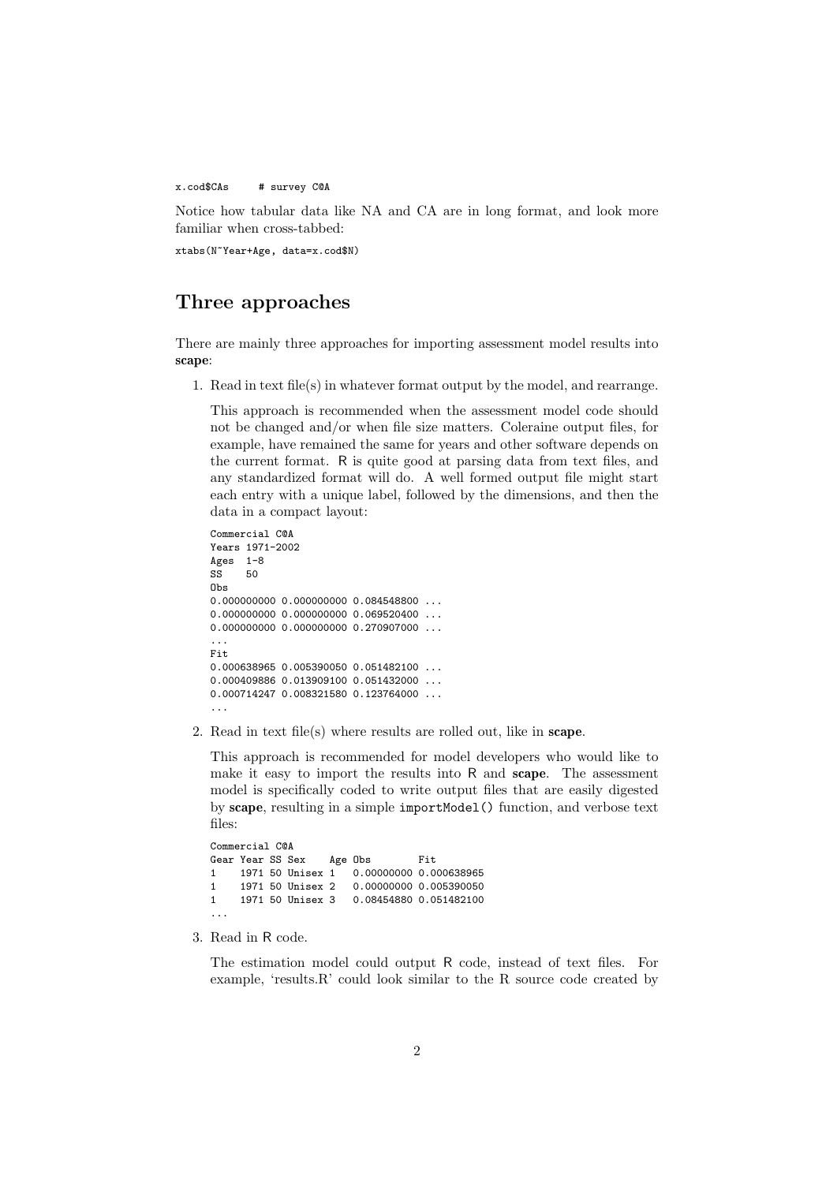```
x.cod$CAs     # survey C@A
```

Notice how tabular data like NA and CA are in long format, and look more familiar when cross-tabbed:

```
xtabs(N~Year+Age, data=x.cod$N)
```

## Three approaches

There are mainly three approaches for importing assessment model results into **scape**:

1. Read in text file(s) in whatever format output by the model, and rearrange.

   This approach is recommended when the assessment model code should not be changed and/or when file size matters. Coleraine output files, for example, have remained the same for years and other software depends on the current format. R is quite good at parsing data from text files, and any standardized format will do. A well formed output file might start each entry with a unique label, followed by the dimensions, and then the data in a compact layout:

   ```
   Commercial C@A
   Years 1971-2002
   Ages  1-8
   SS    50
   Obs
   0.000000000 0.000000000 0.084548800 ...
   0.000000000 0.000000000 0.069520400 ...
   0.000000000 0.000000000 0.270907000 ...
   ...
   Fit
   0.000638965 0.005390050 0.051482100 ...
   0.000409886 0.013909100 0.051432000 ...
   0.000714247 0.008321580 0.123764000 ...
   ...
   ```

2. Read in text file(s) where results are rolled out, like in **scape**.

   This approach is recommended for model developers who would like to make it easy to import the results into R and **scape**. The assessment model is specifically coded to write output files that are easily digested by **scape**, resulting in a simple `importModel()` function, and verbose text files:

   ```
   Commercial C@A
   Gear Year SS Sex    Age Obs        Fit
   1    1971 50 Unisex 1   0.00000000 0.000638965
   1    1971 50 Unisex 2   0.00000000 0.005390050
   1    1971 50 Unisex 3   0.08454880 0.051482100
   ...
   ```

3. Read in R code.

   The estimation model could output R code, instead of text files. For example, 'results.R' could look similar to the R source code created by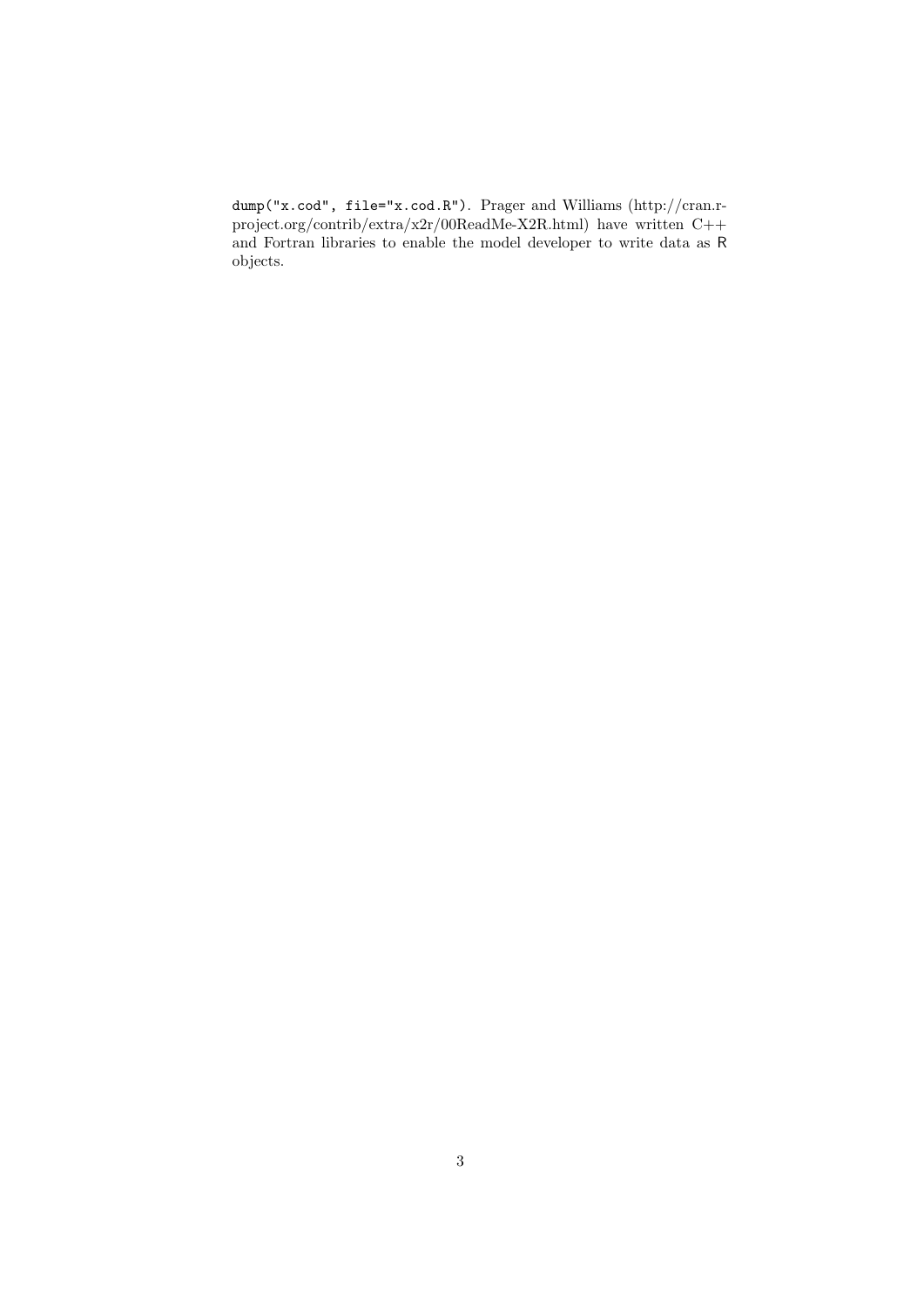`dump("x.cod", file="x.cod.R")`. Prager and Williams (http://cran.r-project.org/contrib/extra/x2r/00ReadMe-X2R.html) have written C++ and Fortran libraries to enable the model developer to write data as R objects.